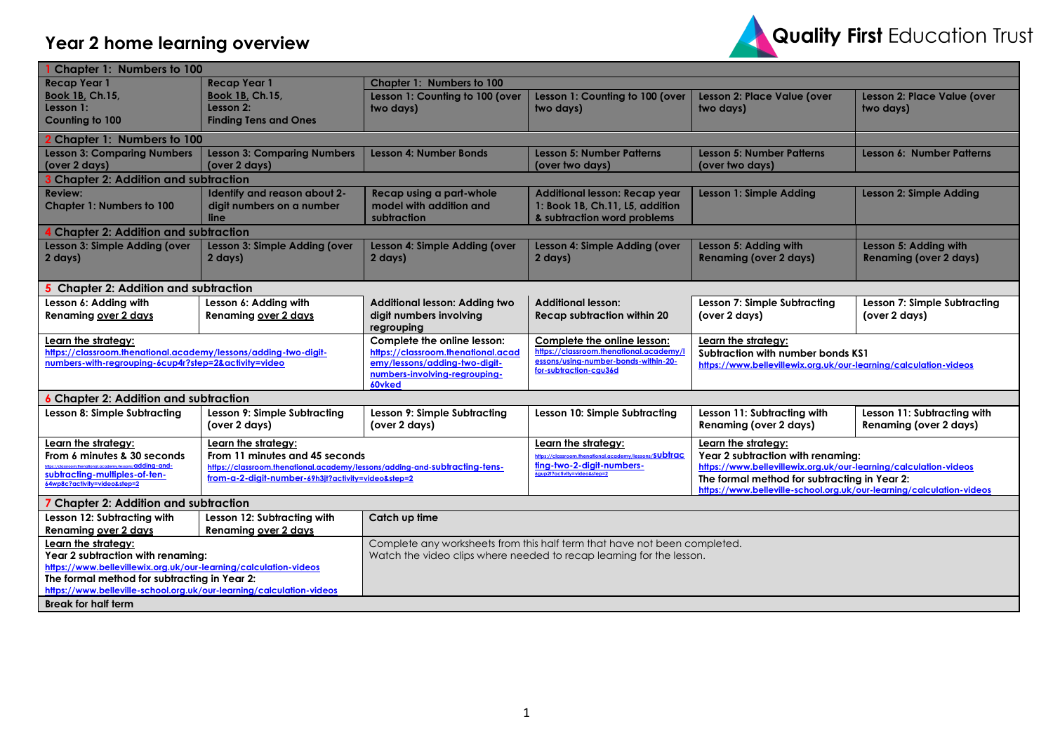# Year 2 home learning overview

Quality First Education Trust

| | | | | | |
|---|---|---|---|---|---|
| **1 Chapter 1: Numbers to 100** | | | | | |
| **Recap Year 1** **Book 1B, Ch.15, Lesson 1: Counting to 100** | **Recap Year 1** **Book 1B, Ch.15, Lesson 2: Finding Tens and Ones** | **Chapter 1: Numbers to 100** **Lesson 1: Counting to 100 (over two days)** | **Lesson 1: Counting to 100 (over two days)** | **Lesson 2: Place Value (over two days)** | **Lesson 2: Place Value (over two days)** |
| **2 Chapter 1: Numbers to 100** | | | | | |
| **Lesson 3: Comparing Numbers (over 2 days)** | **Lesson 3: Comparing Numbers (over 2 days)** | **Lesson 4: Number Bonds** | **Lesson 5: Number Patterns (over two days)** | **Lesson 5: Number Patterns (over two days)** | **Lesson 6: Number Patterns** |
| **3 Chapter 2: Addition and subtraction** | | | | | |
| **Review: Chapter 1: Numbers to 100** | **Identify and reason about 2-digit numbers on a number line** | **Recap using a part-whole model with addition and subtraction** | **Additional lesson: Recap year 1: Book 1B, Ch.11, L5, addition & subtraction word problems** | **Lesson 1: Simple Adding** | **Lesson 2: Simple Adding** |
| **4 Chapter 2: Addition and subtraction** | | | | | |
| **Lesson 3: Simple Adding (over 2 days)** | **Lesson 3: Simple Adding (over 2 days)** | **Lesson 4: Simple Adding (over 2 days)** | **Lesson 4: Simple Adding (over 2 days)** | **Lesson 5: Adding with Renaming (over 2 days)** | **Lesson 5: Adding with Renaming (over 2 days)** |
| **5 Chapter 2: Addition and subtraction** | | | | | |
| **Lesson 6: Adding with Renaming over 2 days** | **Lesson 6: Adding with Renaming over 2 days** | **Additional lesson: Adding two digit numbers involving regrouping** | **Additional lesson: Recap subtraction within 20** | **Lesson 7: Simple Subtracting (over 2 days)** | **Lesson 7: Simple Subtracting (over 2 days)** |
| **Learn the strategy:** https://classroom.thenational.academy/lessons/adding-two-digit-numbers-with-regrouping-6cup4r?step=2&activity=video | | **Complete the online lesson:** https://classroom.thenational.academy/lessons/adding-two-digit-numbers-involving-regrouping-60vked | **Complete the online lesson:** https://classroom.thenational.academy/lessons/using-number-bonds-within-20-for-subtraction-cgu36d | **Learn the strategy:** **Subtraction with number bonds KS1** https://www.bellevillewix.org.uk/our-learning/calculation-videos | |
| **6 Chapter 2: Addition and subtraction** | | | | | |
| **Lesson 8: Simple Subtracting** | **Lesson 9: Simple Subtracting (over 2 days)** | **Lesson 9: Simple Subtracting (over 2 days)** | **Lesson 10: Simple Subtracting** | **Lesson 11: Subtracting with Renaming (over 2 days)** | **Lesson 11: Subtracting with Renaming (over 2 days)** |
| **Learn the strategy:** **From 6 minutes & 30 seconds** https://classroom.thenational.academy/lessons/adding-and-subtracting-multiples-of-ten-64wp8c?activity=video&step=2 | **Learn the strategy:** **From 11 minutes and 45 seconds** https://classroom.thenational.academy/lessons/adding-and-subtracting-tens-from-a-2-digit-number-69h3jt?activity=video&step=2 | | **Learn the strategy:** https://classroom.thenational.academy/lessons/subtracting-two-2-digit-numbers-6gup2t?activity=video&step=2 | **Learn the strategy:** **Year 2 subtraction with renaming:** https://www.bellevillewix.org.uk/our-learning/calculation-videos **The formal method for subtracting in Year 2:** https://www.belleville-school.org.uk/our-learning/calculation-videos | |
| **7 Chapter 2: Addition and subtraction** | | | | | |
| **Lesson 12: Subtracting with Renaming over 2 days** | **Lesson 12: Subtracting with Renaming over 2 days** | **Catch up time** | | | |
| **Learn the strategy:** **Year 2 subtraction with renaming:** https://www.bellevillewix.org.uk/our-learning/calculation-videos **The formal method for subtracting in Year 2:** https://www.belleville-school.org.uk/our-learning/calculation-videos | | Complete any worksheets from this half term that have not been completed. Watch the video clips where needed to recap learning for the lesson. | | | |
| **Break for half term** | | | | | |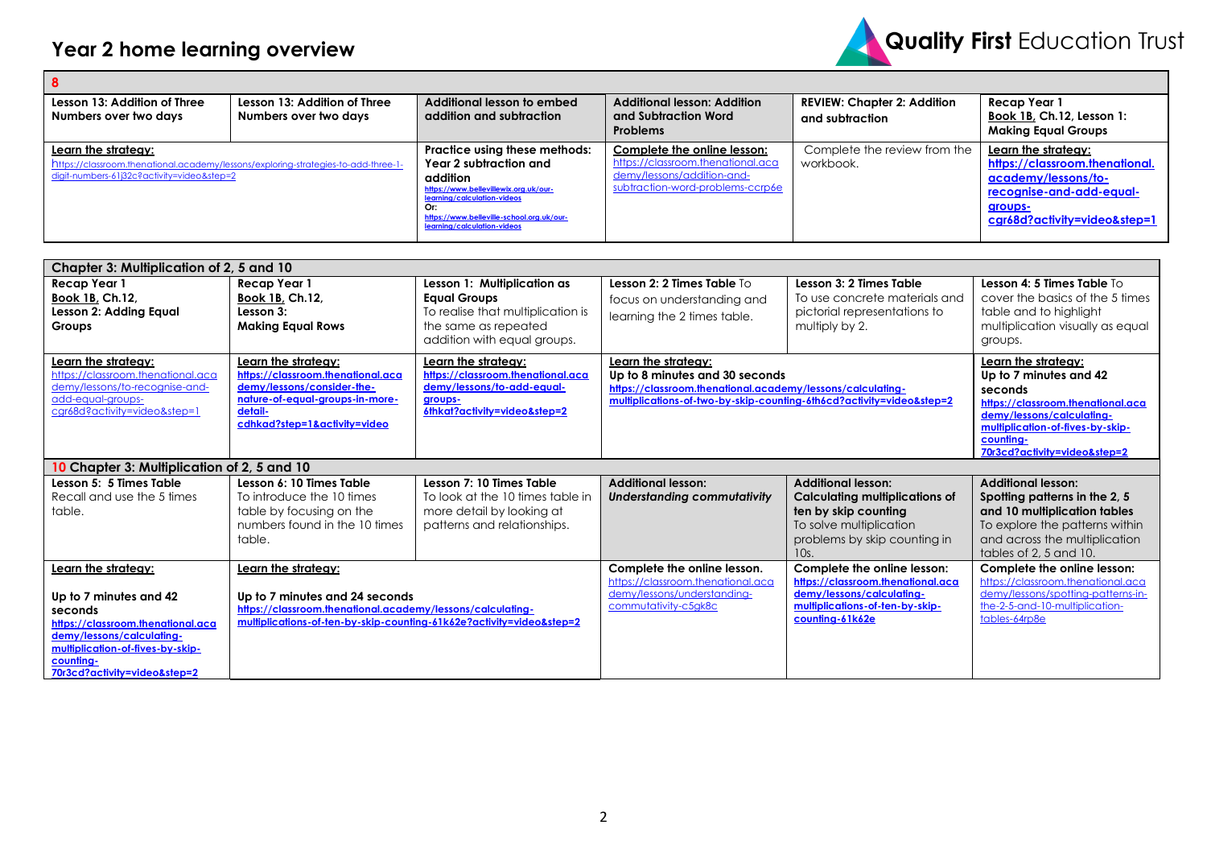# Year 2 home learning overview

Quality First Education Trust

| 8 | | | | | |
|---|---|---|---|---|---|
| **Lesson 13: Addition of Three Numbers over two days** | **Lesson 13: Addition of Three Numbers over two days** | **Additional lesson to embed addition and subtraction** | **Additional lesson: Addition and Subtraction Word Problems** | **REVIEW: Chapter 2: Addition and subtraction** | **Recap Year 1** **Book 1B, Ch.12, Lesson 1: Making Equal Groups** |
| **Learn the strategy:** https://classroom.thenational.academy/lessons/exploring-strategies-to-add-three-1-digit-numbers-61j32c?activity=video&step=2 | | **Practice using these methods: Year 2 subtraction and addition** https://www.bellevillewix.org.uk/our-learning/calculation-videos Or: https://www.belleville-school.org.uk/our-learning/calculation-videos | **Complete the online lesson:** https://classroom.thenational.academy/lessons/addition-and-subtraction-word-problems-ccrp6e | Complete the review from the workbook. | **Learn the strategy:** **https://classroom.thenational.academy/lessons/to-recognise-and-add-equal-groups-cgr68d?activity=video&step=1** |

| Chapter 3: Multiplication of 2, 5 and 10 | | | | | |
|---|---|---|---|---|---|
| **Recap Year 1** **Book 1B, Ch.12, Lesson 2: Adding Equal Groups** | **Recap Year 1** **Book 1B, Ch.12, Lesson 3: Making Equal Rows** | **Lesson 1: Multiplication as Equal Groups** To realise that multiplication is the same as repeated addition with equal groups. | **Lesson 2: 2 Times Table** To focus on understanding and learning the 2 times table. | **Lesson 3: 2 Times Table** To use concrete materials and pictorial representations to multiply by 2. | **Lesson 4: 5 Times Table** To cover the basics of the 5 times table and to highlight multiplication visually as equal groups. |
| **Learn the strategy:** https://classroom.thenational.academy/lessons/to-recognise-and-add-equal-groups-cgr68d?activity=video&step=1 | **Learn the strategy:** **https://classroom.thenational.academy/lessons/consider-the-nature-of-equal-groups-in-more-detail-cdhkad?step=1&activity=video** | **Learn the strategy:** **https://classroom.thenational.academy/lessons/to-add-equal-groups-6thkat?activity=video&step=2** | **Learn the strategy:** **Up to 8 minutes and 30 seconds** **https://classroom.thenational.academy/lessons/calculating-multiplications-of-two-by-skip-counting-6th6cd?activity=video&step=2** | | **Learn the strategy:** **Up to 7 minutes and 42 seconds** **https://classroom.thenational.academy/lessons/calculating-multiplication-of-fives-by-skip-counting-70r3cd?activity=video&step=2** |
| **10 Chapter 3: Multiplication of 2, 5 and 10** | | | | | |
| **Lesson 5: 5 Times Table** Recall and use the 5 times table. | **Lesson 6: 10 Times Table** To introduce the 10 times table by focusing on the numbers found in the 10 times table. | **Lesson 7: 10 Times Table** To look at the 10 times table in more detail by looking at patterns and relationships. | **Additional lesson:** ***Understanding commutativity*** | **Additional lesson: Calculating multiplications of ten by skip counting** To solve multiplication problems by skip counting in 10s. | **Additional lesson: Spotting patterns in the 2, 5 and 10 multiplication tables** To explore the patterns within and across the multiplication tables of 2, 5 and 10. |
| **Learn the strategy:** **Up to 7 minutes and 42 seconds** **https://classroom.thenational.academy/lessons/calculating-multiplication-of-fives-by-skip-counting-70r3cd?activity=video&step=2** | **Learn the strategy:** **Up to 7 minutes and 24 seconds** **https://classroom.thenational.academy/lessons/calculating-multiplications-of-ten-by-skip-counting-61k62e?activity=video&step=2** | | **Complete the online lesson.** https://classroom.thenational.academy/lessons/understanding-commutativity-c5gk8c | **Complete the online lesson:** **https://classroom.thenational.academy/lessons/calculating-multiplications-of-ten-by-skip-counting-61k62e** | **Complete the online lesson:** https://classroom.thenational.academy/lessons/spotting-patterns-in-the-2-5-and-10-multiplication-tables-64rp8e |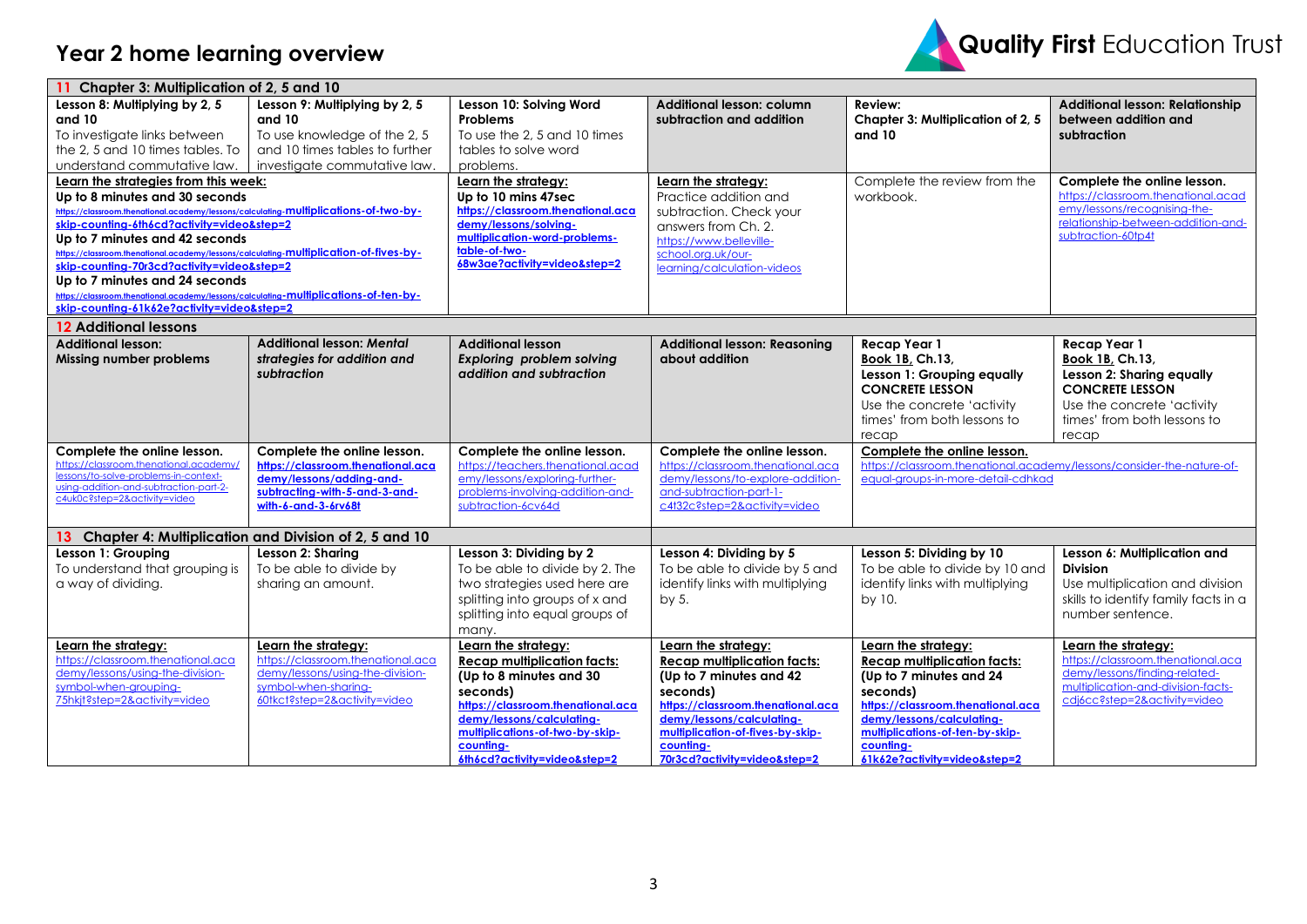# Year 2 home learning overview

Quality First Education Trust

| 11 Chapter 3: Multiplication of 2, 5 and 10 | | | | | |
|---|---|---|---|---|---|
| **Lesson 8: Multiplying by 2, 5 and 10**<br>To investigate links between the 2, 5 and 10 times tables. To understand commutative law. | **Lesson 9: Multiplying by 2, 5 and 10**<br>To use knowledge of the 2, 5 and 10 times tables to further investigate commutative law. | **Lesson 10: Solving Word Problems**<br>To use the 2, 5 and 10 times tables to solve word problems. | **Additional lesson: column subtraction and addition** | **Review: Chapter 3: Multiplication of 2, 5 and 10** | **Additional lesson: Relationship between addition and subtraction** |
| **Learn the strategies from this week:**<br>**Up to 8 minutes and 30 seconds**<br>https://classroom.thenational.academy/lessons/calculating-multiplications-of-two-by-skip-counting-6th6cd?activity=video&step=2<br>**Up to 7 minutes and 42 seconds**<br>https://classroom.thenational.academy/lessons/calculating-multiplication-of-fives-by-skip-counting-70r3cd?activity=video&step=2<br>**Up to 7 minutes and 24 seconds**<br>https://classroom.thenational.academy/lessons/calculating-multiplications-of-ten-by-skip-counting-61k62e?activity=video&step=2 | | **Learn the strategy:**<br>**Up to 10 mins 47sec**<br>https://classroom.thenational.academy/lessons/solving-multiplication-word-problems-table-of-two-68w3ae?activity=video&step=2 | **Learn the strategy:**<br>Practice addition and subtraction. Check your answers from Ch. 2.<br>https://www.belleville-school.org.uk/our-learning/calculation-videos | Complete the review from the workbook. | **Complete the online lesson.**<br>https://classroom.thenational.academy/lessons/recognising-the-relationship-between-addition-and-subtraction-60tp4t |
| **12 Additional lessons** | | | | | |
| **Additional lesson: Missing number problems** | **Additional lesson: *Mental strategies for addition and subtraction*** | **Additional lesson *Exploring problem solving addition and subtraction*** | **Additional lesson: Reasoning about addition** | **Recap Year 1 Book 1B, Ch.13, Lesson 1: Grouping equally CONCRETE LESSON**<br>Use the concrete 'activity times' from both lessons to recap | **Recap Year 1 Book 1B, Ch.13, Lesson 2: Sharing equally CONCRETE LESSON**<br>Use the concrete 'activity times' from both lessons to recap |
| **Complete the online lesson.**<br>https://classroom.thenational.academy/lessons/to-solve-problems-in-context-using-addition-and-subtraction-part-2-c4uk0c?step=2&activity=video | **Complete the online lesson.**<br>https://classroom.thenational.academy/lessons/adding-and-subtracting-with-5-and-3-and-with-6-and-3-6rv68t | **Complete the online lesson.**<br>https://teachers.thenational.academy/lessons/exploring-further-problems-involving-addition-and-subtraction-6cv64d | **Complete the online lesson.**<br>https://classroom.thenational.academy/lessons/to-explore-addition-and-subtraction-part-1-c4t32c?step=2&activity=video | **Complete the online lesson.**<br>https://classroom.thenational.academy/lessons/consider-the-nature-of-equal-groups-in-more-detail-cdhkad | |
| **13 Chapter 4: Multiplication and Division of 2, 5 and 10** | | | | | |
| **Lesson 1: Grouping**<br>To understand that grouping is a way of dividing. | **Lesson 2: Sharing**<br>To be able to divide by sharing an amount. | **Lesson 3: Dividing by 2**<br>To be able to divide by 2. The two strategies used here are splitting into groups of x and splitting into equal groups of many. | **Lesson 4: Dividing by 5**<br>To be able to divide by 5 and identify links with multiplying by 5. | **Lesson 5: Dividing by 10**<br>To be able to divide by 10 and identify links with multiplying by 10. | **Lesson 6: Multiplication and Division**<br>Use multiplication and division skills to identify family facts in a number sentence. |
| **Learn the strategy:**<br>https://classroom.thenational.academy/lessons/using-the-division-symbol-when-grouping-75hkjt?step=2&activity=video | **Learn the strategy:**<br>https://classroom.thenational.academy/lessons/using-the-division-symbol-when-sharing-60tkct?step=2&activity=video | **Learn the strategy:**<br>**Recap multiplication facts:**<br>**(Up to 8 minutes and 30 seconds)**<br>https://classroom.thenational.academy/lessons/calculating-multiplications-of-two-by-skip-counting-6th6cd?activity=video&step=2 | **Learn the strategy:**<br>**Recap multiplication facts:**<br>**(Up to 7 minutes and 42 seconds)**<br>https://classroom.thenational.academy/lessons/calculating-multiplication-of-fives-by-skip-counting-70r3cd?activity=video&step=2 | **Learn the strategy:**<br>**Recap multiplication facts:**<br>**(Up to 7 minutes and 24 seconds)**<br>https://classroom.thenational.academy/lessons/calculating-multiplications-of-ten-by-skip-counting-61k62e?activity=video&step=2 | **Learn the strategy:**<br>https://classroom.thenational.academy/lessons/finding-related-multiplication-and-division-facts-cdj6cc?step=2&activity=video |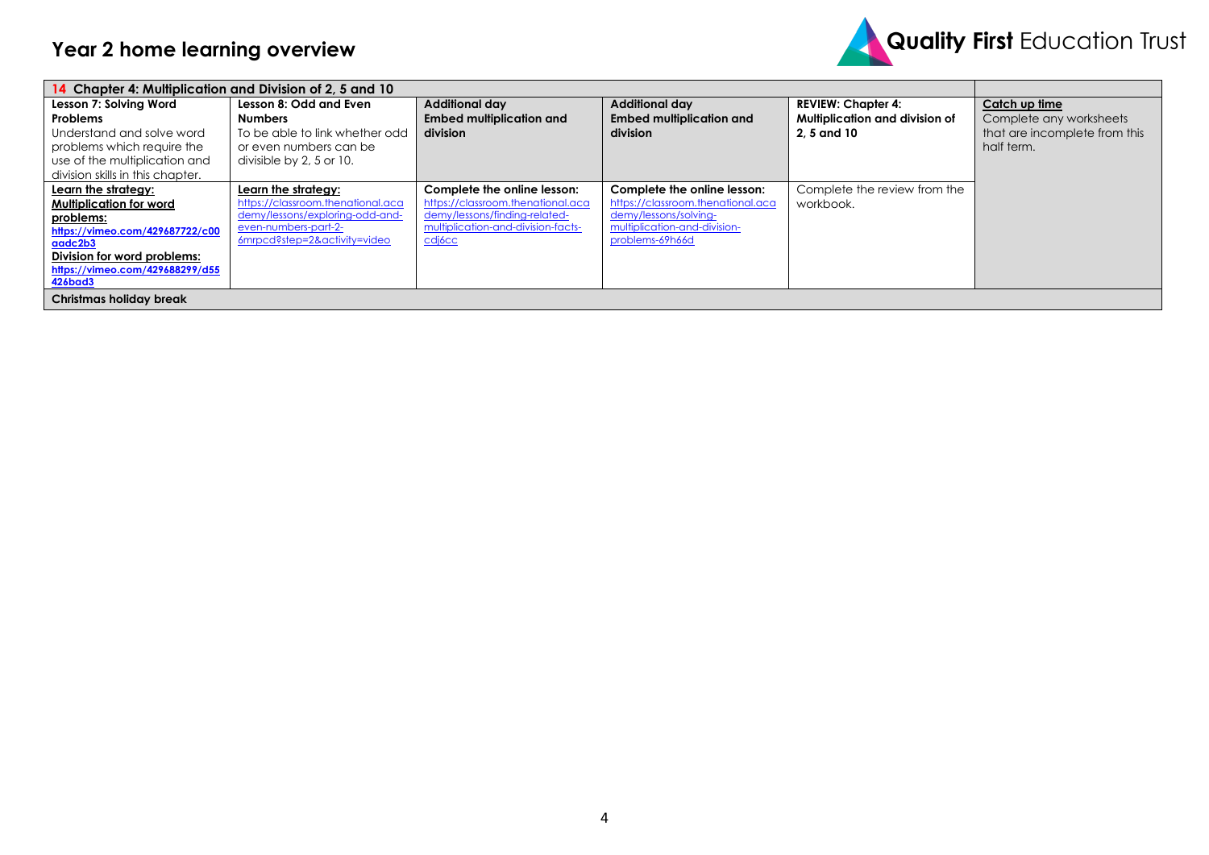# Year 2 home learning overview

Quality First Education Trust

| 14 Chapter 4: Multiplication and Division of 2, 5 and 10 | | | | | |
|---|---|---|---|---|---|
| **Lesson 7: Solving Word Problems**<br>Understand and solve word problems which require the use of the multiplication and division skills in this chapter. | **Lesson 8: Odd and Even Numbers**<br>To be able to link whether odd or even numbers can be divisible by 2, 5 or 10. | **Additional day**<br>**Embed multiplication and division** | **Additional day**<br>**Embed multiplication and division** | **REVIEW: Chapter 4: Multiplication and division of 2, 5 and 10** | **Catch up time**<br>Complete any worksheets that are incomplete from this half term. |
| **Learn the strategy:**<br>**Multiplication for word problems:**<br>**https://vimeo.com/429687722/c00aadc2b3**<br>**Division for word problems:**<br>**https://vimeo.com/429688299/d55426bad3** | **Learn the strategy:**<br>https://classroom.thenational.academy/lessons/exploring-odd-and-even-numbers-part-2-6mrpcd?step=2&activity=video | **Complete the online lesson:**<br>https://classroom.thenational.academy/lessons/finding-related-multiplication-and-division-facts-cdj6cc | **Complete the online lesson:**<br>https://classroom.thenational.academy/lessons/solving-multiplication-and-division-problems-69h66d | Complete the review from the workbook. | |
| **Christmas holiday break** | | | | | |